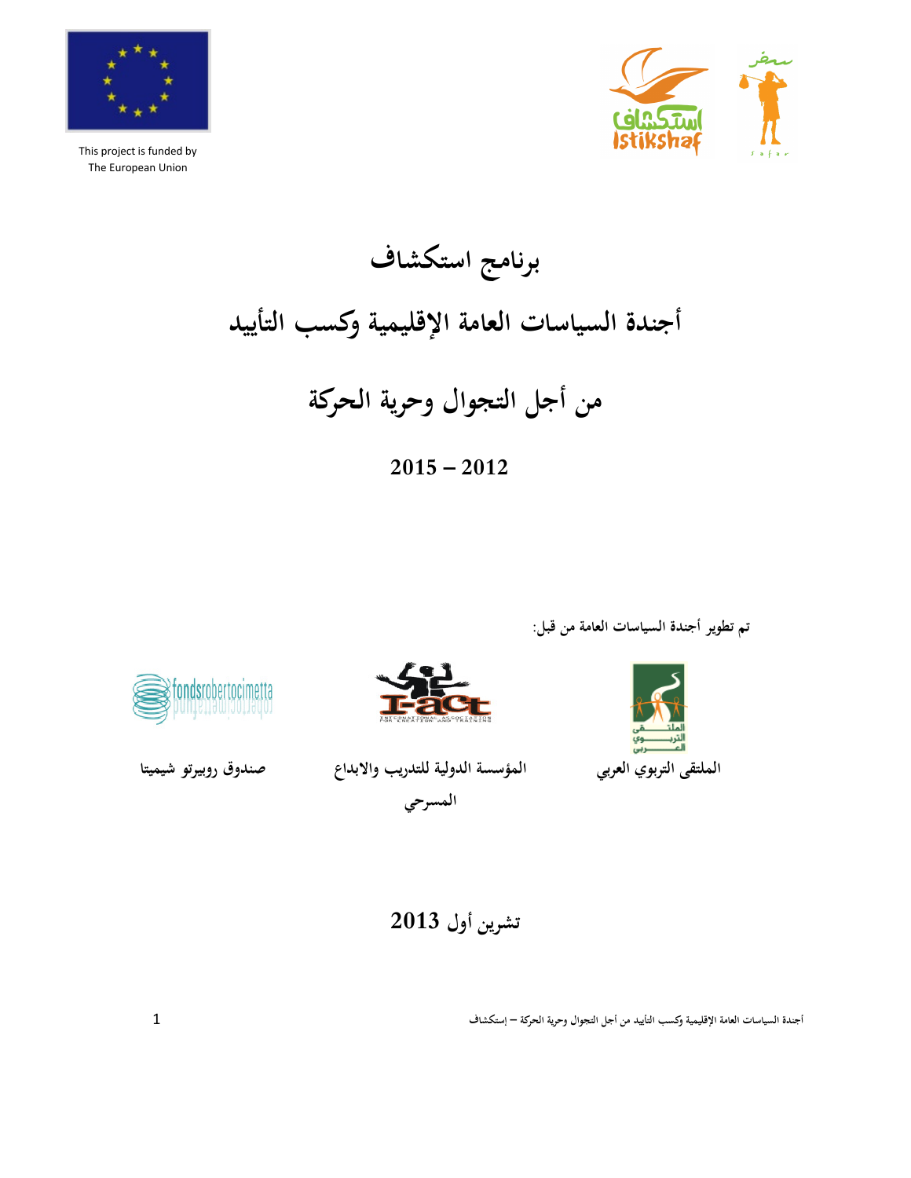This project is funded by The European Union

# برنامج استكشاف

## أجندة السياسات العامة الإقليمية وكسب التأييد

## من أجل التجوال وحرية الحركة

**2015 – 2012**

**تم تطوير أجندة السياسات العامة من قبل:**

الملتقى التربوي العربي

المؤسسة الدولية للتدريب والابداع المسرحي

صندوق روبيرتو شيميتا

**تشرين أول 2013**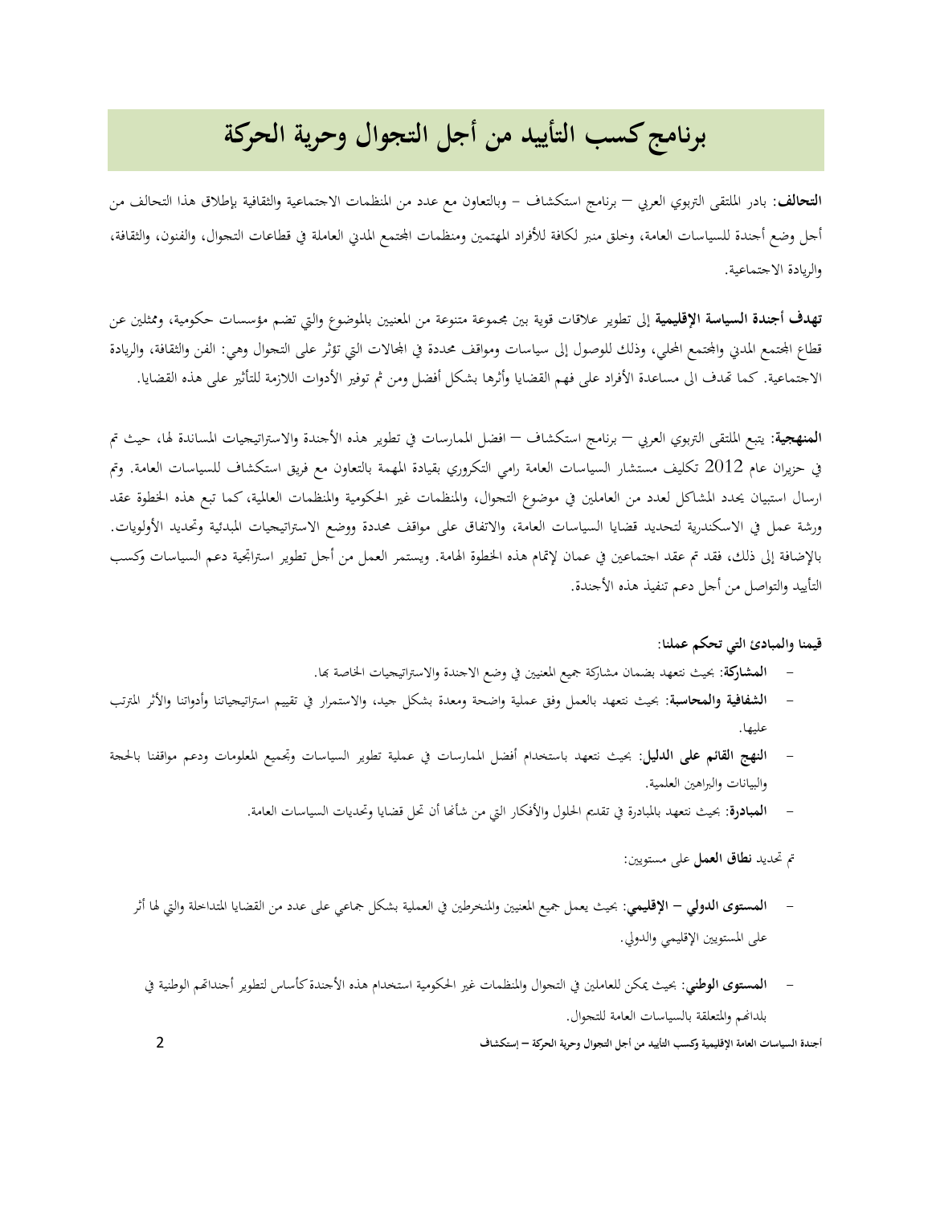# برنامج كسب التأييد من أجل التجوال وحرية الحركة

**التحالف**: بادر الملتقى التربوي العربي – برنامج استكشاف – وبالتعاون مع عدد من المنظمات الاجتماعية والثقافية بإطلاق هذا التحالف من أجل وضع أجندة للسياسات العامة، وخلق منبر لكافة للأفراد المهتمين ومنظمات المجتمع المدني العاملة في قطاعات التجوال، والفنون، والثقافة، والريادة الاجتماعية.

**تهدف أجندة السياسة الإقليمية** إلى تطوير علاقات قوية بين مجموعة متنوعة من المعنيين بالموضوع والتي تضم مؤسسات حكومية، وممثلين عن قطاع المجتمع المدني والمجتمع المحلي، وذلك للوصول إلى سياسات ومواقف محددة في المجالات التي تؤثر على التجوال وهي: الفن والثقافة، والريادة الاجتماعية. كما تهدف الى مساعدة الأفراد على فهم القضايا وأثرها بشكل أفضل ومن ثم توفير الأدوات اللازمة للتأثير على هذه القضايا.

**المنهجية**: يتبع الملتقى التربوي العربي – برنامج استكشاف – افضل الممارسات في تطوير هذه الأجندة والاستراتيجيات المساندة لها، حيث تم في حزيران عام 2012 تكليف مستشار السياسات العامة رامي التكروري بقيادة المهمة بالتعاون مع فريق استكشاف للسياسات العامة. وتم ارسال استبيان يحدد المشاكل لعدد من العاملين في موضوع التجوال، والمنظمات غير الحكومية والمنظمات العالمية، كما تبع هذه الخطوة عقد ورشة عمل في الاسكندرية لتحديد قضايا السياسات العامة، والاتفاق على مواقف محددة ووضع الاستراتيجيات المبدئية وتحديد الأولويات. بالإضافة إلى ذلك، فقد تم عقد اجتماعين في عمان لإتمام هذه الخطوة الهامة. ويستمر العمل من أجل تطوير استراتجية دعم السياسات وكسب التأييد والتواصل من أجل دعم تنفيذ هذه الأجندة.

**قيمنا والمبادئ التي تحكم عملنا**:

- **المشاركة**: بحيث نتعهد بضمان مشاركة جميع المعنيين في وضع الاجندة والاستراتيجيات الخاصة بها.
- **الشفافية والمحاسبة**: بحيث نتعهد بالعمل وفق عملية واضحة ومعدة بشكل جيد، والاستمرار في تقييم استراتيجياتنا وأدواتنا والأثر المترتب عليها.
- **النهج القائم على الدليل**: بحيث نتعهد باستخدام أفضل الممارسات في عملية تطوير السياسات وتجميع المعلومات ودعم مواقفنا بالحجة والبيانات والبراهين العلمية.
- **المبادرة**: بحيث نتعهد بالمبادرة في تقديم الحلول والأفكار التي من شأنها أن تحل قضايا وتحديات السياسات العامة.

تم تحديد **نطاق العمل** على مستويين:

- **المستوى الدولي – الإقليمي**: بحيث يعمل جميع المعنيين والمنخرطين في العملية بشكل جماعي على عدد من القضايا المتداخلة والتي لها أثر على المستويين الإقليمي والدولي.
- **المستوى الوطني**: بحيث يمكن للعاملين في التجوال والمنظمات غير الحكومية استخدام هذه الأجندة كأساس لتطوير أجنداتهم الوطنية في بلدانهم والمتعلقة بالسياسات العامة للتجوال.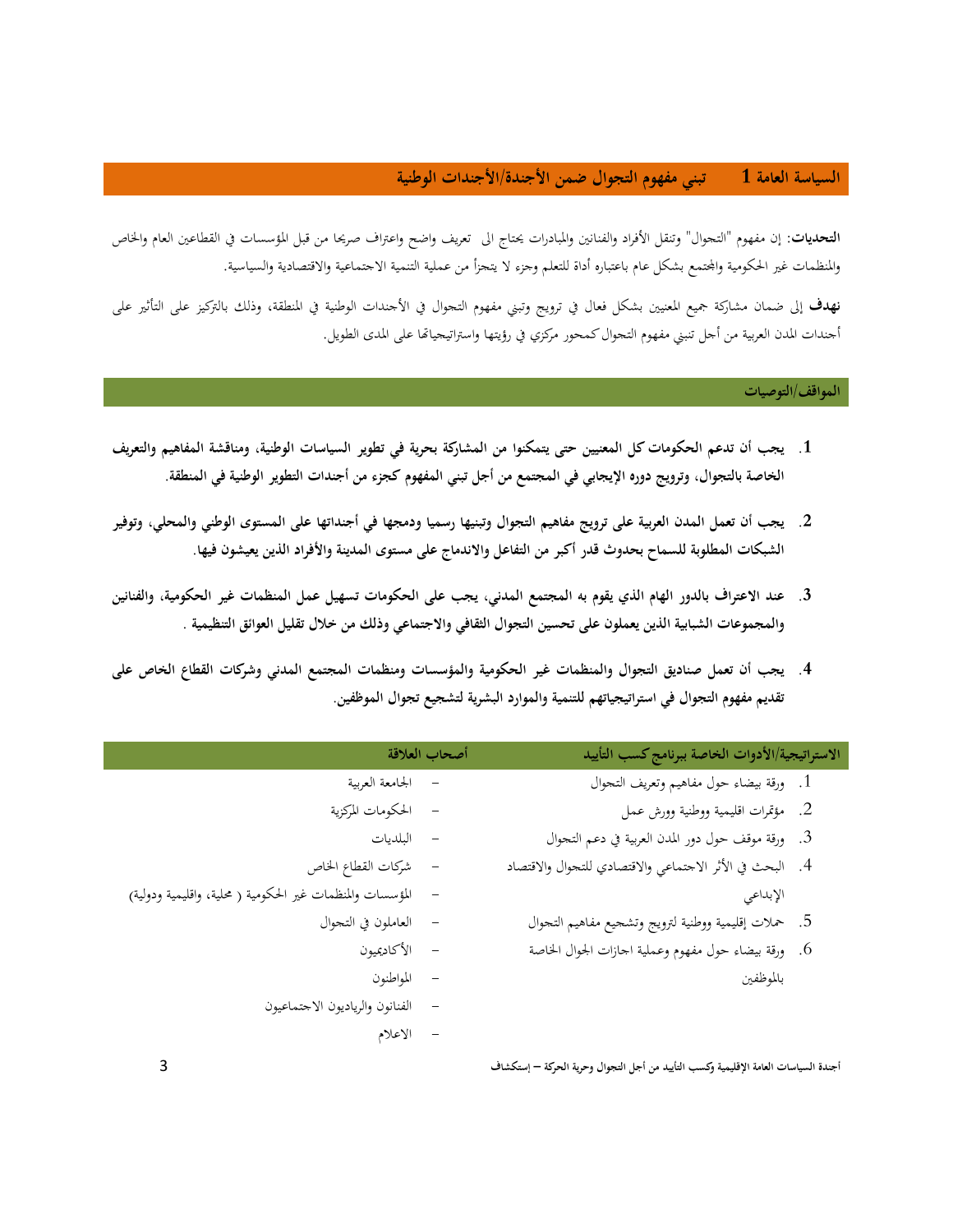## السياسة العامة 1 تبني مفهوم التجوال ضمن الأجندة/الأجندات الوطنية

**التحديات**: إن مفهوم "التجوال" وتنقل الأفراد والفنانين والمبادرات يحتاج الى تعريف واضح واعتراف صريحا من قبل المؤسسات في القطاعين العام والخاص والمنظمات غير الحكومية والمجتمع بشكل عام باعتباره أداة للتعلم وجزء لا يتجزأ من عملية التنمية الاجتماعية والاقتصادية والسياسية.

**نهدف** إلى ضمان مشاركة جميع المعنيين بشكل فعال في ترويج وتبني مفهوم التجوال في الأجندات الوطنية في المنطقة، وذلك بالتركيز على التأثير على أجندات المدن العربية من أجل تبني مفهوم التجوال كمحور مركزي في رؤيتها واستراتيجياتها على المدى الطويل.

### المواقف/التوصيات

1. **يجب أن تدعم الحكومات كل المعنيين حتى يتمكنوا من المشاركة بحرية في تطوير السياسات الوطنية، ومناقشة المفاهيم والتعريف الخاصة بالتجوال، وترويج دوره الإيجابي في المجتمع من أجل تبني المفهوم كجزء من أجندات التطوير الوطنية في المنطقة.**
2. **يجب أن تعمل المدن العربية على ترويج مفاهيم التجوال وتبنيها رسميا ودمجها في أجنداتها على المستوى الوطني والمحلي، وتوفير الشبكات المطلوبة للسماح بحدوث قدر أكبر من التفاعل والاندماج على مستوى المدينة والأفراد الذين يعيشون فيها.**
3. **عند الاعتراف بالدور الهام الذي يقوم به المجتمع المدني، يجب على الحكومات تسهيل عمل المنظمات غير الحكومية، والفنانين والمجموعات الشبابية الذين يعملون على تحسين التجوال الثقافي والاجتماعي وذلك من خلال تقليل العوائق التنظيمية .**
4. **يجب أن تعمل صناديق التجوال والمنظمات غير الحكومية والمؤسسات ومنظمات المجتمع المدني وشركات القطاع الخاص على تقديم مفهوم التجوال في استراتيجياتهم للتنمية والموارد البشرية لتشجيع تجوال الموظفين.**

| الاستراتيجية/الأدوات الخاصة ببرنامج كسب التأييد | أصحاب العلاقة |
| --- | --- |
| 1. ورقة بيضاء حول مفاهيم وتعريف التجوال | – الجامعة العربية |
| 2. مؤتمرات اقليمية ووطنية وورش عمل | – الحكومات المركزية |
| 3. ورقة موقف حول دور المدن العربية في دعم التجوال | – البلديات |
| 4. البحث في الأثر الاجتماعي والاقتصادي للتجوال والاقتصاد الإبداعي | – شركات القطاع الخاص |
| 5. حملات إقليمية ووطنية لترويج وتشجيع مفاهيم التجوال | – المؤسسات والمنظمات غير الحكومية ( محلية، واقليمية ودولية) |
| 6. ورقة بيضاء حول مفهوم وعملية اجازات الجوال الخاصة بالموظفين | – العاملون في التجوال |
| | – الأكاديميون |
| | – المواطنون |
| | – الفنانون والرياديون الاجتماعيون |
| | – الاعلام |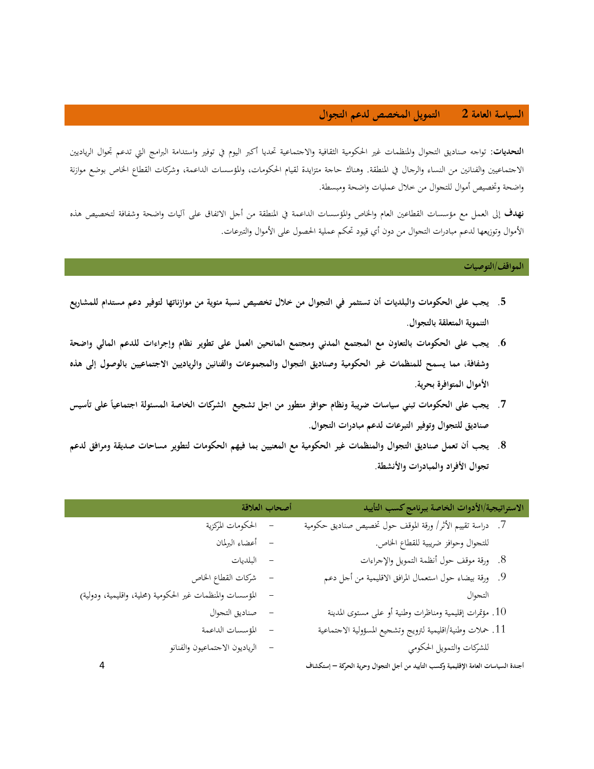## السياسة العامة 2 التمويل المخصص لدعم التجوال

**التحديات:** تواجه صناديق التجوال والمنظمات غير الحكومية الثقافية والاجتماعية تحديا أكبر اليوم في توفير واستدامة البرامج التي تدعم تجوال الرياديين الاجتماعيين والفنانين من النساء والرجال في المنطقة. وهناك حاجة متزايدة لقيام الحكومات، والمؤسسات الداعمة، وشركات القطاع الخاص بوضع موازنة واضحة وتخصيص أموال للتجوال من خلال عمليات واضحة ومبسطة.

**نهدف** إلى العمل مع مؤسسات القطاعين العام والخاص والمؤسسات الداعمة في المنطقة من أجل الاتفاق على آليات واضحة وشفافة لتخصيص هذه الأموال وتوزيعها لدعم مبادرات التجوال من دون أي قيود تحكم عملية الحصول على الأموال والتبرعات.

### المواقف/التوصيات

5. **يجب على الحكومات والبلديات أن تستثمر في التجوال من خلال تخصيص نسبة مئوية من موازناتها لتوفير دعم مستدام للمشاريع التنموية المتعلقة بالتجوال.**
6. **يجب على الحكومات بالتعاون مع المجتمع المدني ومجتمع المانحين العمل على تطوير نظام وإجراءات للدعم المالي واضحة وشفافة، مما يسمح للمنظمات غير الحكومية وصناديق التجوال والمجموعات والفنانين والرياديين الاجتماعيين بالوصول إلى هذه الأموال المتوافرة بحرية.**
7. **يجب على الحكومات تبني سياسات ضريبة ونظام حوافز متطور من اجل تشجيع الشركات الخاصة المسئولة اجتماعياً على تأسيس صناديق للتجوال وتوفير التبرعات لدعم مبادرات التجوال.**
8. **يجب أن تعمل صناديق التجوال والمنظمات غير الحكومية مع المعنيين بما فيهم الحكومات لتطوير مساحات صديقة ومرافق لدعم تجوال الأفراد والمبادرات والأنشطة.**

| الاستراتيجية/الأدوات الخاصة ببرنامج كسب التأييد | أصحاب العلاقة |
|---|---|
| 7. دراسة تقييم الأثر/ ورقة الموقف حول تخصيص صناديق حكومية للتجوال وحوافز ضريبية للقطاع الخاص. | - الحكومات المركزية<br>- أعضاء البرلمان |
| 8. ورقة موقف حول أنظمة التمويل والإجراءات | - البلديات |
| 9. ورقة بيضاء حول استعمال المرافق الاقليمية من أجل دعم التجوال | - شركات القطاع الخاص<br>- المؤسسات والمنظمات غير الحكومية (محلية، واقليمية، ودولية) |
| 10. مؤتمرات إقليمية ومناظرات وطنية أو على مستوى المدينة | - صناديق التجوال |
| 11. حملات وطنية/اقليمية لترويج وتشجيع المسؤولية الاجتماعية للشركات والتمويل الحكومي | - المؤسسات الداعمة<br>- الرياديون الاجتماعيون والفنانو |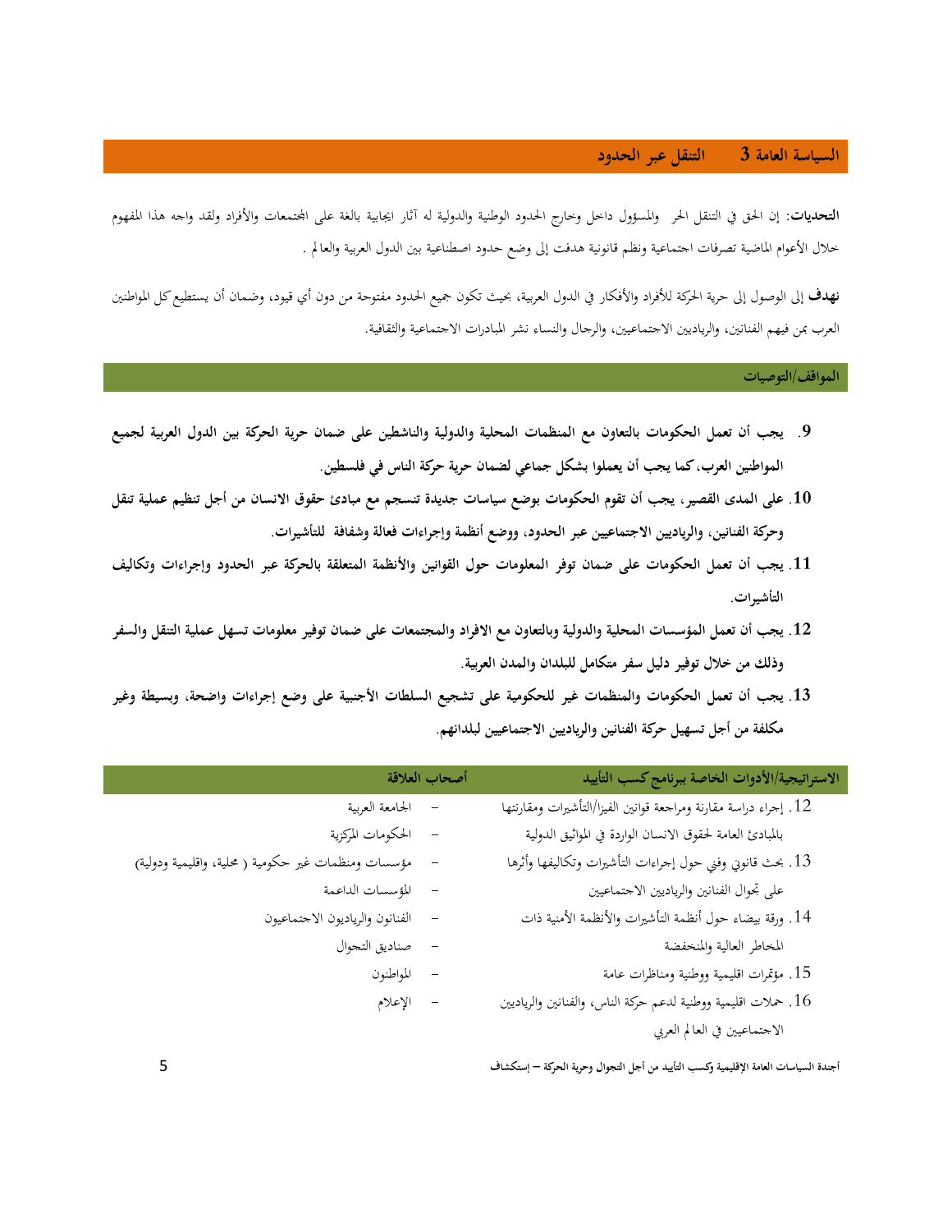## السياسة العامة 3 التنقل عبر الحدود

**التحديات**: إن الحق في التنقل الحر والمسؤول داخل وخارج الحدود الوطنية والدولية له آثار ايجابية بالغة على المجتمعات والأفراد ولقد واجه هذا المفهوم خلال الأعوام الماضية تصرفات اجتماعية ونظم قانونية هدفت إلى وضع حدود اصطناعية بين الدول العربية والعالم .

**نهدف** إلى الوصول إلى حرية الحركة للأفراد والأفكار في الدول العربية، بحيث تكون جميع الحدود مفتوحة من دون أي قيود، وضمان أن يستطيع كل المواطنين العرب بمن فيهم الفنانين، والرياديين الاجتماعيين، والرجال والنساء نشر المبادرات الاجتماعية والثقافية.

### المواقف/التوصيات

9. **يجب أن تعمل الحكومات بالتعاون مع المنظمات المحلية والدولية والناشطين على ضمان حرية الحركة بين الدول العربية لجميع المواطنين العرب، كما يجب أن يعملوا بشكل جماعي لضمان حرية حركة الناس في فلسطين.**
10. **على المدى القصير، يجب أن تقوم الحكومات بوضع سياسات جديدة تنسجم مع مبادئ حقوق الانسان من أجل تنظيم عملية تنقل وحركة الفنانين، والرياديين الاجتماعيين عبر الحدود، ووضع أنظمة وإجراءات فعالة وشفافة للتأشيرات.**
11. **يجب أن تعمل الحكومات على ضمان توفر المعلومات حول القوانين والأنظمة المتعلقة بالحركة عبر الحدود وإجراءات وتكاليف التأشيرات.**
12. **يجب أن تعمل المؤسسات المحلية والدولية وبالتعاون مع الافراد والمجتمعات على ضمان توفير معلومات تسهل عملية التنقل والسفر وذلك من خلال توفير دليل سفر متكامل للبلدان والمدن العربية.**
13. **يجب أن تعمل الحكومات والمنظمات غير للحكومية على تشجيع السلطات الأجنبية على وضع إجراءات واضحة، وبسيطة وغير مكلفة من أجل تسهيل حركة الفنانين والرياديين الاجتماعيين لبلدانهم.**

| الاستراتيجية/الأدوات الخاصة ببرنامج كسب التأييد | أصحاب العلاقة |
| --- | --- |
| 12. إجراء دراسة مقارنة ومراجعة قوانين الفيزا/التأشيرات ومقارنتها بالمبادئ العامة لحقوق الانسان الواردة في المواثيق الدولية | – الجامعة العربية<br>– الحكومات المركزية |
| 13. بحث قانوني وفني حول إجراءات التأشيرات وتكاليفها وأثرها على تجوال الفنانين والرياديين الاجتماعيين | – مؤسسات ومنظمات غير حكومية ( محلية، واقليمية ودولية)<br>– المؤسسات الداعمة |
| 14. ورقة بيضاء حول أنظمة التأشيرات والأنظمة الأمنية ذات المخاطر العالية والمنخفضة | – الفنانون والرياديون الاجتماعيون<br>– صناديق التجوال |
| 15. مؤتمرات اقليمية ووطنية ومناظرات عامة | – المواطنون |
| 16. حملات اقليمية ووطنية لدعم حركة الناس، والفنانين والرياديين الاجتماعيين في العالم العربي | – الإعلام |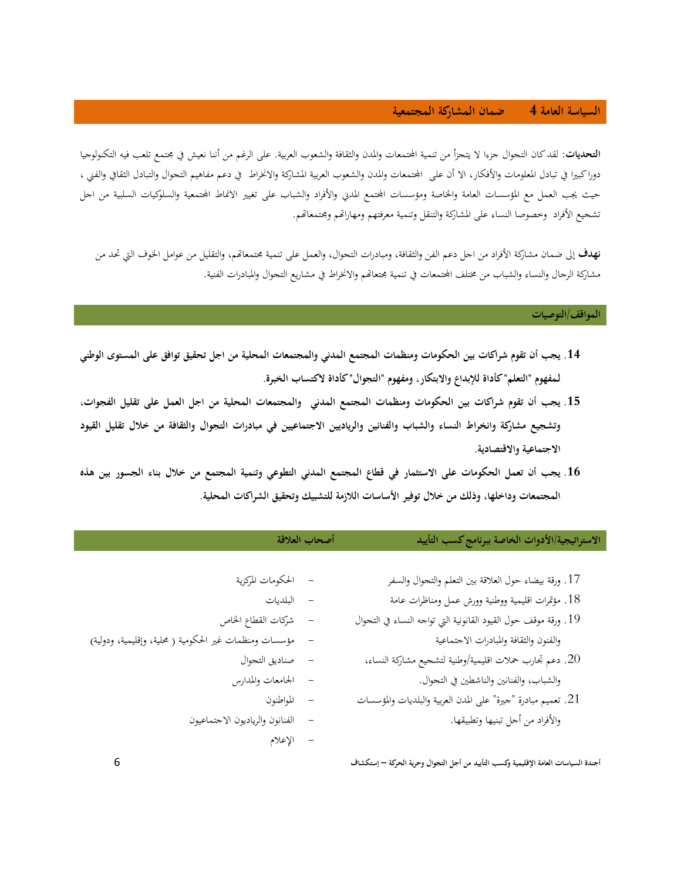## السياسة العامة 4 ضمان المشاركة المجتمعية

**التحديات**: لقد كان التجوال جزءا لا يتجزأ من تنمية المجتمعات والمدن والثقافة والشعوب العربية. على الرغم من أننا نعيش في مجتمع تلعب فيه التكنولوجيا دوراكبيرا في تبادل المعلومات والأفكار، الا أن على المجتمعات والمدن والشعوب العربية المشاركة والانخراط في دعم مفاهيم التجوال والتبادل الثقافي والفني ، حيث يجب العمل مع المؤسسات العامة والخاصة ومؤسسات المجتمع المدني والأفراد والشباب على تغيير الانماط المجتمعية والسلوكيات السلبية من اجل تشجيع الأفراد وخصوصا النساء على المشاركة والتنقل وتنمية معرفتهم ومهاراتهم ومجتمعاتهم.

**نهدف** إلى ضمان مشاركة الأفراد من اجل دعم الفن والثقافة، ومبادرات التجوال، والعمل على تنمية مجتمعاتهم، والتقليل من عوامل الخوف التي تحد من مشاركة الرجال والنساء والشباب من مختلف المجتمعات في تنمية مجتمعاتهم والانخراط في مشاريع التجوال والمبادرات الفنية.

### المواقف/التوصيات

**14. يجب أن تقوم شراكات بين الحكومات ومنظمات المجتمع المدني والمجتمعات المحلية من اجل تحقيق توافق على المستوى الوطني لمفهوم "التعلم" كأداة للإبداع والابتكار، ومفهوم "التجوال" كأداة لاكتساب الخبرة.**

**15. يجب أن تقوم شراكات بين الحكومات ومنظمات المجتمع المدني والمجتمعات المحلية من اجل العمل على تقليل الفجوات، وتشجيع مشاركة وانخراط النساء والشباب والفنانين والرياديين الاجتماعيين في مبادرات التجوال والثقافة من خلال تقليل القيود الاجتماعية والاقتصادية.**

**16. يجب أن تعمل الحكومات على الاستثمار في قطاع المجتمع المدني التطوعي وتنمية المجتمع من خلال بناء الجسور بين هذه المجتمعات وداخلها، وذلك من خلال توفير الأساسات اللازمة للتشبيك وتحقيق الشراكات المحلية.**

### الاستراتيجية/الأدوات الخاصة ببرنامج كسب التأييد

17. ورقة بيضاء حول العلاقة بين التعلم والتجوال والسفر
18. مؤتمرات اقليمية ووطنية وورش عمل ومناظرات عامة
19. ورقة موقف حول القيود القانونية التي تواجه النساء في التجوال والفنون والثقافة والمبادرات الاجتماعية
20. دعم تجارب حملات اقليمية/وطنية لتشجيع مشاركة النساء، والشباب، والفنانين والناشطين في التجوال.
21. تعميم مبادرة "جيرة" على المدن العربية والبلديات والمؤسسات والأفراد من أجل تبنيها وتطبيقها.

### أصحاب العلاقة

- الحكومات المركزية
- البلديات
- شركات القطاع الخاص
- مؤسسات ومنظمات غير الحكومية ( محلية، وإقليمية، ودولية)
- صناديق التجوال
- الجامعات والمدارس
- المواطنون
- الفنانون والرياديون الاجتماعيون
- الإعلام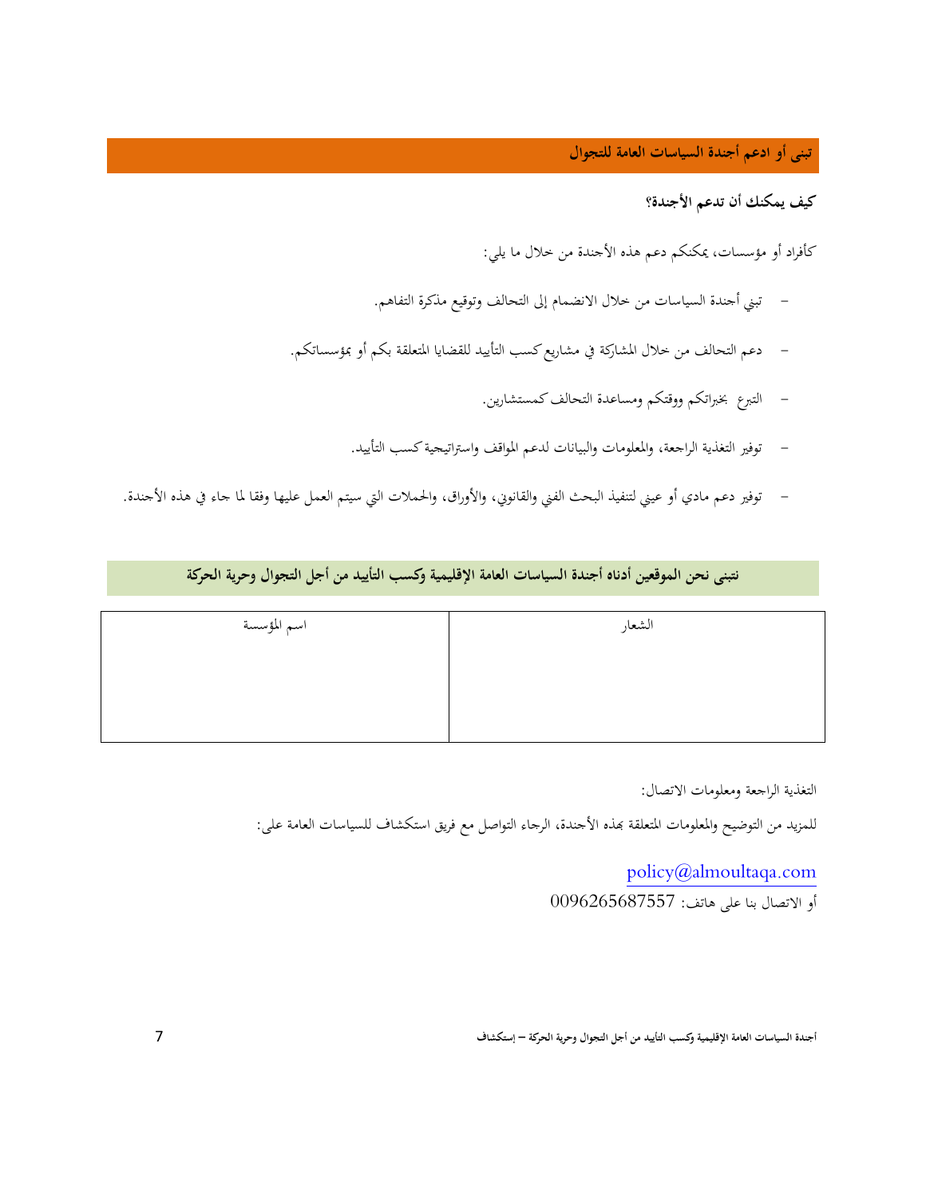## تبنى أو ادعم أجندة السياسات العامة للتجوال

### كيف يمكنك أن تدعم الأجندة؟

كأفراد أو مؤسسات، يمكنكم دعم هذه الأجندة من خلال ما يلي:

- تبني أجندة السياسات من خلال الانضمام إلى التحالف وتوقيع مذكرة التفاهم.
- دعم التحالف من خلال المشاركة في مشاريع كسب التأييد للقضايا المتعلقة بكم أو بمؤسساتكم.
- التبرع بخبراتكم ووقتكم ومساعدة التحالف كمستشارين.
- توفير التغذية الراجعة، والمعلومات والبيانات لدعم المواقف واستراتيجية كسب التأييد.
- توفير دعم مادي أو عيني لتنفيذ البحث الفني والقانوني، والأوراق، والحملات التي سيتم العمل عليها وفقا لما جاء في هذه الأجندة.

### نتبنى نحن الموقعين أدناه أجندة السياسات العامة الإقليمية وكسب التأييد من أجل التجوال وحرية الحركة

| الشعار | اسم المؤسسة |
|---|---|
| | |

التغذية الراجعة ومعلومات الاتصال:

للمزيد من التوضيح والمعلومات المتعلقة بهذه الأجندة، الرجاء التواصل مع فريق استكشاف للسياسات العامة على:

policy@almoultaqa.com

أو الاتصال بنا على هاتف: 0096265687557